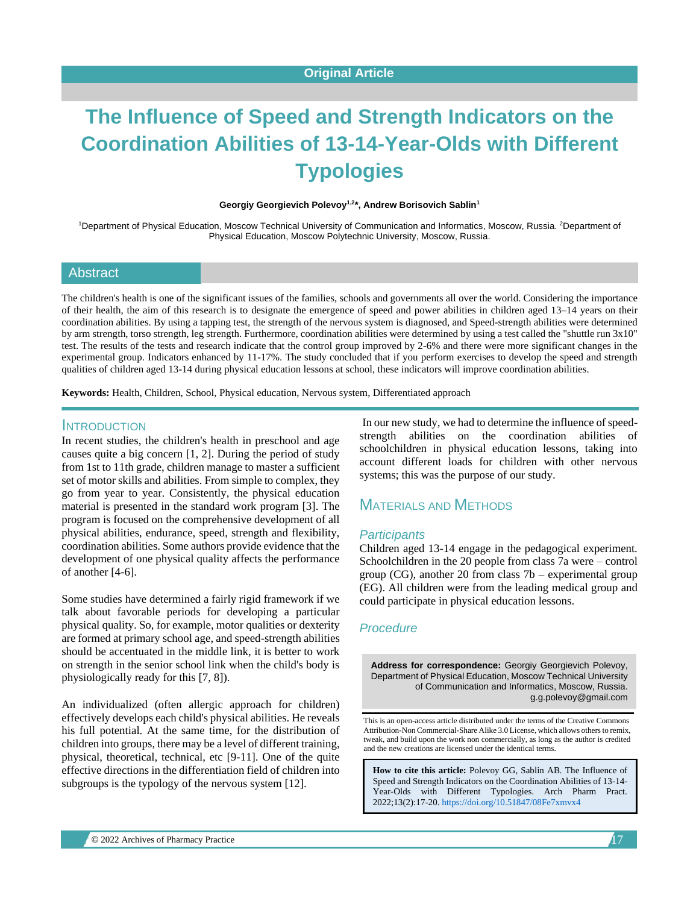Original Article

# The Influence of Speed and Strength Indicators on the Coordination Abilities of 13-14-Year-Olds with Different Typologies

**Georgiy Georgievich Polevoy[1,2]*, Andrew Borisovich Sablin[1]**

[1]Department of Physical Education, Moscow Technical University of Communication and Informatics, Moscow, Russia. [2]Department of Physical Education, Moscow Polytechnic University, Moscow, Russia.

## Abstract

The children's health is one of the significant issues of the families, schools and governments all over the world. Considering the importance of their health, the aim of this research is to designate the emergence of speed and power abilities in children aged 13–14 years on their coordination abilities. By using a tapping test, the strength of the nervous system is diagnosed, and Speed-strength abilities were determined by arm strength, torso strength, leg strength. Furthermore, coordination abilities were determined by using a test called the "shuttle run 3x10" test. The results of the tests and research indicate that the control group improved by 2-6% and there were more significant changes in the experimental group. Indicators enhanced by 11-17%. The study concluded that if you perform exercises to develop the speed and strength qualities of children aged 13-14 during physical education lessons at school, these indicators will improve coordination abilities.

**Keywords:** Health, Children, School, Physical education, Nervous system, Differentiated approach

## Introduction

In recent studies, the children's health in preschool and age causes quite a big concern [1, 2]. During the period of study from 1st to 11th grade, children manage to master a sufficient set of motor skills and abilities. From simple to complex, they go from year to year. Consistently, the physical education material is presented in the standard work program [3]. The program is focused on the comprehensive development of all physical abilities, endurance, speed, strength and flexibility, coordination abilities. Some authors provide evidence that the development of one physical quality affects the performance of another [4-6].

Some studies have determined a fairly rigid framework if we talk about favorable periods for developing a particular physical quality. So, for example, motor qualities or dexterity are formed at primary school age, and speed-strength abilities should be accentuated in the middle link, it is better to work on strength in the senior school link when the child's body is physiologically ready for this [7, 8]).

An individualized (often allergic approach for children) effectively develops each child's physical abilities. He reveals his full potential. At the same time, for the distribution of children into groups, there may be a level of different training, physical, theoretical, technical, etc [9-11]. One of the quite effective directions in the differentiation field of children into subgroups is the typology of the nervous system [12].

In our new study, we had to determine the influence of speed-strength abilities on the coordination abilities of schoolchildren in physical education lessons, taking into account different loads for children with other nervous systems; this was the purpose of our study.

## Materials and Methods

### Participants

Children aged 13-14 engage in the pedagogical experiment. Schoolchildren in the 20 people from class 7a were – control group (CG), another 20 from class 7b – experimental group (EG). All children were from the leading medical group and could participate in physical education lessons.

### Procedure

**Address for correspondence:** Georgiy Georgievich Polevoy, Department of Physical Education, Moscow Technical University of Communication and Informatics, Moscow, Russia. g.g.polevoy@gmail.com

This is an open-access article distributed under the terms of the Creative Commons Attribution-Non Commercial-Share Alike 3.0 License, which allows others to remix, tweak, and build upon the work non commercially, as long as the author is credited and the new creations are licensed under the identical terms.

**How to cite this article:** Polevoy GG, Sablin AB. The Influence of Speed and Strength Indicators on the Coordination Abilities of 13-14-Year-Olds with Different Typologies. Arch Pharm Pract. 2022;13(2):17-20. https://doi.org/10.51847/08Fe7xmvx4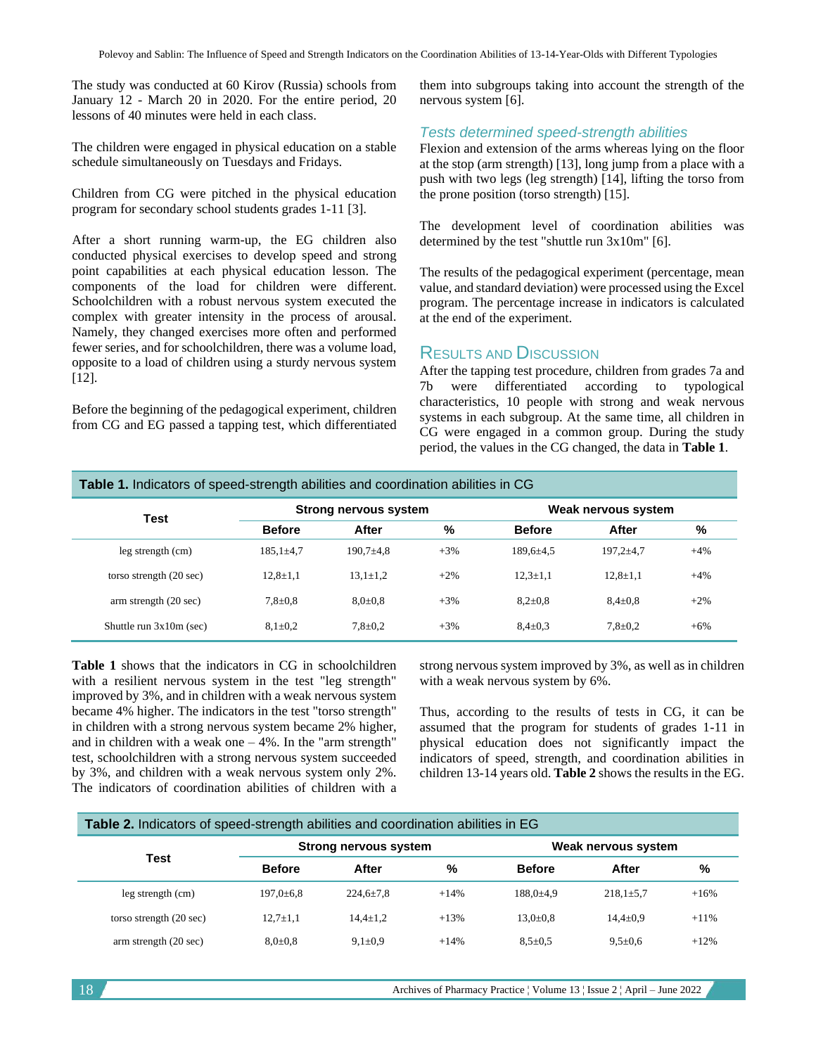The study was conducted at 60 Kirov (Russia) schools from January 12 - March 20 in 2020. For the entire period, 20 lessons of 40 minutes were held in each class.

The children were engaged in physical education on a stable schedule simultaneously on Tuesdays and Fridays.

Children from CG were pitched in the physical education program for secondary school students grades 1-11 [3].

After a short running warm-up, the EG children also conducted physical exercises to develop speed and strong point capabilities at each physical education lesson. The components of the load for children were different. Schoolchildren with a robust nervous system executed the complex with greater intensity in the process of arousal. Namely, they changed exercises more often and performed fewer series, and for schoolchildren, there was a volume load, opposite to a load of children using a sturdy nervous system [12].

Before the beginning of the pedagogical experiment, children from CG and EG passed a tapping test, which differentiated them into subgroups taking into account the strength of the nervous system [6].

### *Tests determined speed-strength abilities*

Flexion and extension of the arms whereas lying on the floor at the stop (arm strength) [13], long jump from a place with a push with two legs (leg strength) [14], lifting the torso from the prone position (torso strength) [15].

The development level of coordination abilities was determined by the test "shuttle run 3x10m" [6].

The results of the pedagogical experiment (percentage, mean value, and standard deviation) were processed using the Excel program. The percentage increase in indicators is calculated at the end of the experiment.

## Results and Discussion

After the tapping test procedure, children from grades 7a and 7b were differentiated according to typological characteristics, 10 people with strong and weak nervous systems in each subgroup. At the same time, all children in CG were engaged in a common group. During the study period, the values in the CG changed, the data in **Table 1**.

**Table 1.** Indicators of speed-strength abilities and coordination abilities in CG

| Test | Strong nervous system | | | Weak nervous system | | |
|---|---|---|---|---|---|---|
| | **Before** | **After** | **%** | **Before** | **After** | **%** |
| leg strength (cm) | 185,1±4,7 | 190,7±4,8 | +3% | 189,6±4,5 | 197,2±4,7 | +4% |
| torso strength (20 sec) | 12,8±1,1 | 13,1±1,2 | +2% | 12,3±1,1 | 12,8±1,1 | +4% |
| arm strength (20 sec) | 7,8±0,8 | 8,0±0,8 | +3% | 8,2±0,8 | 8,4±0,8 | +2% |
| Shuttle run 3x10m (sec) | 8,1±0,2 | 7,8±0,2 | +3% | 8,4±0,3 | 7,8±0,2 | +6% |

**Table 1** shows that the indicators in CG in schoolchildren with a resilient nervous system in the test "leg strength" improved by 3%, and in children with a weak nervous system became 4% higher. The indicators in the test "torso strength" in children with a strong nervous system became 2% higher, and in children with a weak one – 4%. In the "arm strength" test, schoolchildren with a strong nervous system succeeded by 3%, and children with a weak nervous system only 2%. The indicators of coordination abilities of children with a strong nervous system improved by 3%, as well as in children with a weak nervous system by 6%.

Thus, according to the results of tests in CG, it can be assumed that the program for students of grades 1-11 in physical education does not significantly impact the indicators of speed, strength, and coordination abilities in children 13-14 years old. **Table 2** shows the results in the EG.

**Table 2.** Indicators of speed-strength abilities and coordination abilities in EG

| Test | Strong nervous system | | | Weak nervous system | | |
|---|---|---|---|---|---|---|
| | **Before** | **After** | **%** | **Before** | **After** | **%** |
| leg strength (cm) | 197,0±6,8 | 224,6±7,8 | +14% | 188,0±4,9 | 218,1±5,7 | +16% |
| torso strength (20 sec) | 12,7±1,1 | 14,4±1,2 | +13% | 13,0±0,8 | 14,4±0,9 | +11% |
| arm strength (20 sec) | 8,0±0,8 | 9,1±0,9 | +14% | 8,5±0,5 | 9,5±0,6 | +12% |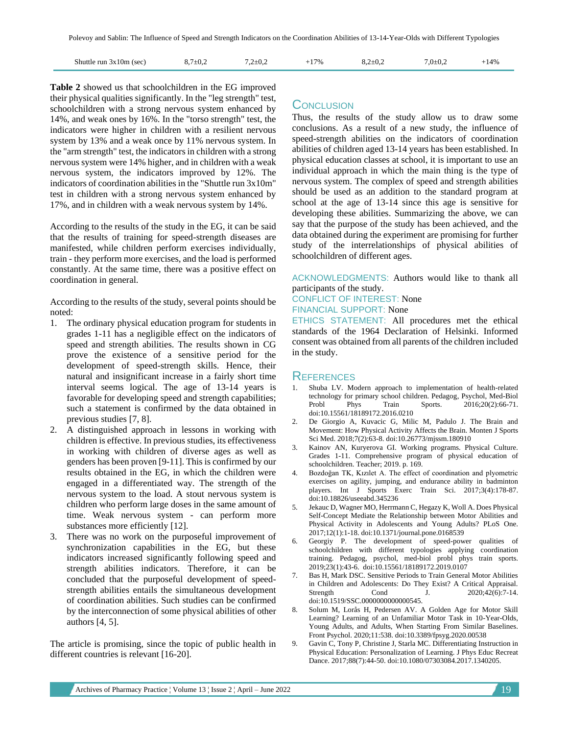| Shuttle run 3x10m (sec) | 8,7±0,2 | 7,2±0,2 | +17% | 8,2±0,2 | 7,0±0,2 | +14% |
|---|---|---|---|---|---|---|

**Table 2** showed us that schoolchildren in the EG improved their physical qualities significantly. In the "leg strength" test, schoolchildren with a strong nervous system enhanced by 14%, and weak ones by 16%. In the "torso strength" test, the indicators were higher in children with a resilient nervous system by 13% and a weak once by 11% nervous system. In the "arm strength" test, the indicators in children with a strong nervous system were 14% higher, and in children with a weak nervous system, the indicators improved by 12%. The indicators of coordination abilities in the "Shuttle run 3x10m" test in children with a strong nervous system enhanced by 17%, and in children with a weak nervous system by 14%.

According to the results of the study in the EG, it can be said that the results of training for speed-strength diseases are manifested, while children perform exercises individually, train - they perform more exercises, and the load is performed constantly. At the same time, there was a positive effect on coordination in general.

According to the results of the study, several points should be noted:

1. The ordinary physical education program for students in grades 1-11 has a negligible effect on the indicators of speed and strength abilities. The results shown in CG prove the existence of a sensitive period for the development of speed-strength skills. Hence, their natural and insignificant increase in a fairly short time interval seems logical. The age of 13-14 years is favorable for developing speed and strength capabilities; such a statement is confirmed by the data obtained in previous studies [7, 8].
2. A distinguished approach in lessons in working with children is effective. In previous studies, its effectiveness in working with children of diverse ages as well as genders has been proven [9-11]. This is confirmed by our results obtained in the EG, in which the children were engaged in a differentiated way. The strength of the nervous system to the load. A stout nervous system is children who perform large doses in the same amount of time. Weak nervous system - can perform more substances more efficiently [12].
3. There was no work on the purposeful improvement of synchronization capabilities in the EG, but these indicators increased significantly following speed and strength abilities indicators. Therefore, it can be concluded that the purposeful development of speed-strength abilities entails the simultaneous development of coordination abilities. Such studies can be confirmed by the interconnection of some physical abilities of other authors [4, 5].

The article is promising, since the topic of public health in different countries is relevant [16-20].

## Conclusion

Thus, the results of the study allow us to draw some conclusions. As a result of a new study, the influence of speed-strength abilities on the indicators of coordination abilities of children aged 13-14 years has been established. In physical education classes at school, it is important to use an individual approach in which the main thing is the type of nervous system. The complex of speed and strength abilities should be used as an addition to the standard program at school at the age of 13-14 since this age is sensitive for developing these abilities. Summarizing the above, we can say that the purpose of the study has been achieved, and the data obtained during the experiment are promising for further study of the interrelationships of physical abilities of schoolchildren of different ages.

ACKNOWLEDGMENTS: Authors would like to thank all participants of the study.

CONFLICT OF INTEREST: None

FINANCIAL SUPPORT: None

ETHICS STATEMENT: All procedures met the ethical standards of the 1964 Declaration of Helsinki. Informed consent was obtained from all parents of the children included in the study.

## References

1. Shuba LV. Modern approach to implementation of health-related technology for primary school children. Pedagog, Psychol, Med-Biol Probl Phys Train Sports. 2016;20(2):66-71. doi:10.15561/18189172.2016.0210
2. De Giorgio A, Kuvacic G, Milic M, Padulo J. The Brain and Movement: How Physical Activity Affects the Brain. Monten J Sports Sci Med. 2018;7(2):63-8. doi:10.26773/mjssm.180910
3. Kainov AN, Kuryerova GI. Working programs. Physical Culture. Grades 1-11. Comprehensive program of physical education of schoolchildren. Teacher; 2019. p. 169.
4. Bozdoğan TK, Kızılet A. The effect of coordination and plyometric exercises on agility, jumping, and endurance ability in badminton players. Int J Sports Exerc Train Sci. 2017;3(4):178-87. doi:10.18826/useeabd.345236
5. Jekauc D, Wagner MO, Herrmann C, Hegazy K, Woll A. Does Physical Self-Concept Mediate the Relationship between Motor Abilities and Physical Activity in Adolescents and Young Adults? PLoS One. 2017;12(1):1-18. doi:10.1371/journal.pone.0168539
6. Georgiy P. The development of speed-power qualities of schoolchildren with different typologies applying coordination training. Pedagog, psychol, med-biol probl phys train sports. 2019;23(1):43-6. doi:10.15561/18189172.2019.0107
7. Bas H, Mark DSC. Sensitive Periods to Train General Motor Abilities in Children and Adolescents: Do They Exist? A Critical Appraisal. Strength Cond J. 2020;42(6):7-14. doi:10.1519/SSC.0000000000000545.
8. Solum M, Lorås H, Pedersen AV. A Golden Age for Motor Skill Learning? Learning of an Unfamiliar Motor Task in 10-Year-Olds, Young Adults, and Adults, When Starting From Similar Baselines. Front Psychol. 2020;11:538. doi:10.3389/fpsyg.2020.00538
9. Gavin C, Tony P, Christine J, Starla MC. Differentiating Instruction in Physical Education: Personalization of Learning. J Phys Educ Recreat Dance. 2017;88(7):44-50. doi:10.1080/07303084.2017.1340205.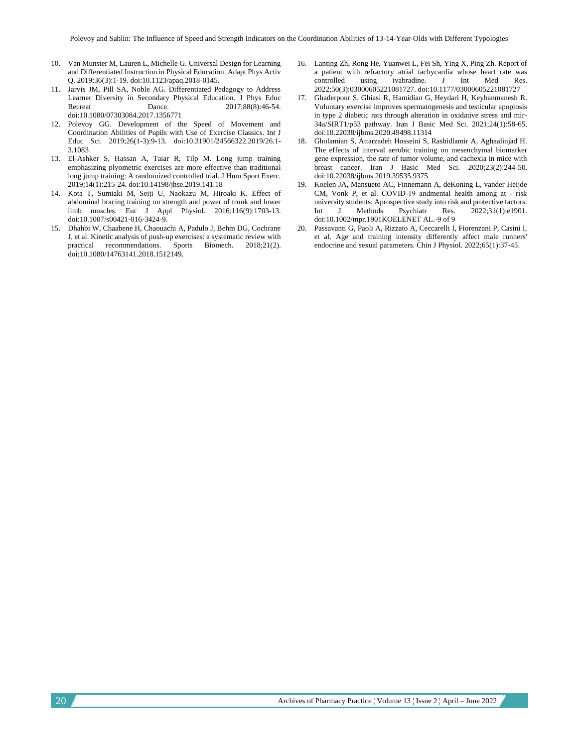10. Van Munster M, Lauren L, Michelle G. Universal Design for Learning and Differentiated Instruction in Physical Education. Adapt Phys Activ Q. 2019;36(3):1-19. doi:10.1123/apaq.2018-0145.
11. Jarvis JM, Pill SA, Noble AG. Differentiated Pedagogy to Address Learner Diversity in Secondary Physical Education. J Phys Educ Recreat Dance. 2017;88(8):46-54. doi:10.1080/07303084.2017.1356771
12. Polevoy GG. Development of the Speed of Movement and Coordination Abilities of Pupils with Use of Exercise Classics. Int J Educ Sci. 2019;26(1-3):9-13. doi:10.31901/24566322.2019/26.1-3.1083
13. El-Ashker S, Hassan A, Taiar R, Tilp M. Long jump training emphasizing plyometric exercises are more effective than traditional long jump training: A randomized controlled trial. J Hum Sport Exerc. 2019;14(1):215-24. doi:10.14198/jhse.2019.141.18
14. Kota T, Sumiaki M, Seiji U, Naokazu M, Hiroaki K. Effect of abdominal bracing training on strength and power of trunk and lower limb muscles. Eur J Appl Physiol. 2016;116(9):1703-13. doi:10.1007/s00421-016-3424-9.
15. Dhahbi W, Chaabene H, Chaouachi A, Padulo J, Behm DG, Cochrane J, et al. Kinetic analysis of push-up exercises: a systematic review with practical recommendations. Sports Biomech. 2018;21(2). doi:10.1080/14763141.2018.1512149.
16. Lanting Zh, Rong He, Yuanwei L, Fei Sh, Ying X, Ping Zh. Report of a patient with refractory atrial tachycardia whose heart rate was controlled using ivabradine. J Int Med Res. 2022;50(3):03000605221081727. doi:10.1177/03000605221081727
17. Ghaderpour S, Ghiasi R, Hamidian G, Heydari H, Keyhanmanesh R. Voluntary exercise improves spermatogenesis and testicular apoptosis in type 2 diabetic rats through alteration in oxidative stress and mir-34a/SIRT1/p53 pathway. Iran J Basic Med Sci. 2021;24(1):58-65. doi:10.22038/ijbms.2020.49498.11314
18. Gholamian S, Attarzadeh Hosseini S, Rashidlamir A, Aghaalinjad H. The effects of interval aerobic training on mesenchymal biomarker gene expression, the rate of tumor volume, and cachexia in mice with breast cancer. Iran J Basic Med Sci. 2020;23(2):244-50. doi:10.22038/ijbms.2019.39535.9375
19. Koelen JA, Mansueto AC, Finnemann A, deKoning L, vander Heijde CM, Vonk P, et al. COVID-19 andmental health among at - risk university students: Aprospective study into risk and protective factors. Int J Methods Psychiatr Res. 2022;31(1):e1901. doi:10.1002/mpr.1901KOELENET AL.-9 of 9
20. Passavanti G, Paoli A, Rizzato A, Ceccarelli I, Fiorenzani P, Casini I, et al. Age and training intensity differently affect male runners' endocrine and sexual parameters. Chin J Physiol. 2022;65(1):37-45.